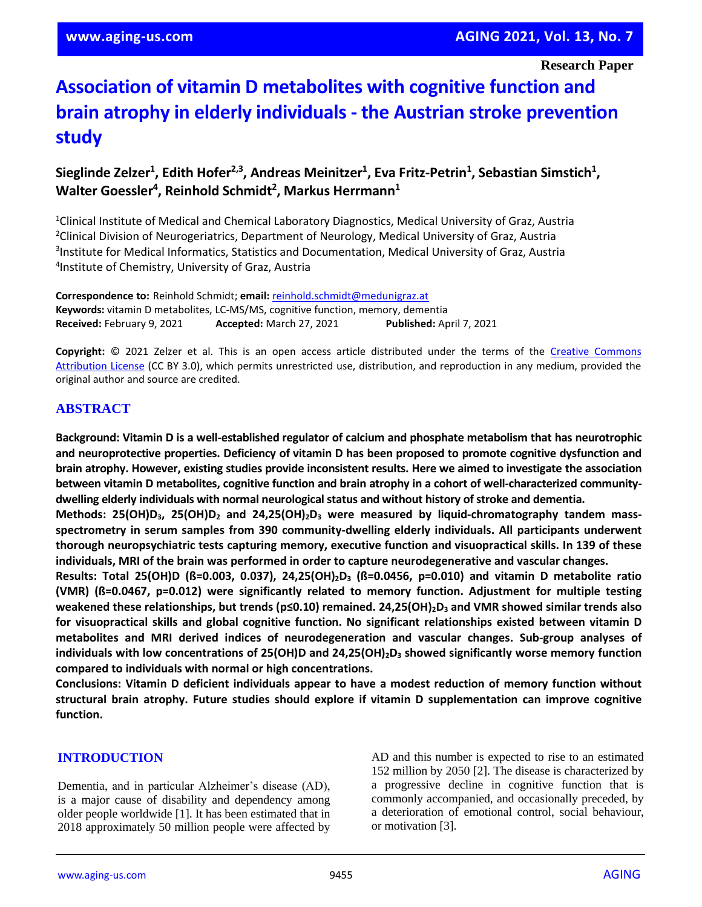Research Paper

# Association of vitamin D metabolites with cognitive function and brain atrophy in elderly individuals - the Austrian stroke prevention study

**Sieglinde Zelzer[1], Edith Hofer[2,3], Andreas Meinitzer[1], Eva Fritz-Petrin[1], Sebastian Simstich[1], Walter Goessler[4], Reinhold Schmidt[2], Markus Herrmann[1]**

[1]Clinical Institute of Medical and Chemical Laboratory Diagnostics, Medical University of Graz, Austria
[2]Clinical Division of Neurogeriatrics, Department of Neurology, Medical University of Graz, Austria
[3]Institute for Medical Informatics, Statistics and Documentation, Medical University of Graz, Austria
[4]Institute of Chemistry, University of Graz, Austria

**Correspondence to:** Reinhold Schmidt; **email:** reinhold.schmidt@medunigraz.at
**Keywords:** vitamin D metabolites, LC-MS/MS, cognitive function, memory, dementia
**Received:** February 9, 2021 **Accepted:** March 27, 2021 **Published:** April 7, 2021

**Copyright:** © 2021 Zelzer et al. This is an open access article distributed under the terms of the Creative Commons Attribution License (CC BY 3.0), which permits unrestricted use, distribution, and reproduction in any medium, provided the original author and source are credited.

## ABSTRACT

**Background: Vitamin D is a well-established regulator of calcium and phosphate metabolism that has neurotrophic and neuroprotective properties. Deficiency of vitamin D has been proposed to promote cognitive dysfunction and brain atrophy. However, existing studies provide inconsistent results. Here we aimed to investigate the association between vitamin D metabolites, cognitive function and brain atrophy in a cohort of well-characterized community-dwelling elderly individuals with normal neurological status and without history of stroke and dementia.**

**Methods: 25(OH)$D_3$, 25(OH)$D_2$ and 24,25$(OH)_2D_3$ were measured by liquid-chromatography tandem mass-spectrometry in serum samples from 390 community-dwelling elderly individuals. All participants underwent thorough neuropsychiatric tests capturing memory, executive function and visuopractical skills. In 139 of these individuals, MRI of the brain was performed in order to capture neurodegenerative and vascular changes.**

**Results: Total 25(OH)D (ß=0.003, 0.037), 24,25$(OH)_2D_3$ (ß=0.0456, p=0.010) and vitamin D metabolite ratio (VMR) (ß=0.0467, p=0.012) were significantly related to memory function. Adjustment for multiple testing weakened these relationships, but trends (p≤0.10) remained. 24,25$(OH)_2D_3$ and VMR showed similar trends also for visuopractical skills and global cognitive function. No significant relationships existed between vitamin D metabolites and MRI derived indices of neurodegeneration and vascular changes. Sub-group analyses of individuals with low concentrations of 25(OH)D and 24,25$(OH)_2D_3$ showed significantly worse memory function compared to individuals with normal or high concentrations.**

**Conclusions: Vitamin D deficient individuals appear to have a modest reduction of memory function without structural brain atrophy. Future studies should explore if vitamin D supplementation can improve cognitive function.**

## INTRODUCTION

Dementia, and in particular Alzheimer's disease (AD), is a major cause of disability and dependency among older people worldwide [1]. It has been estimated that in 2018 approximately 50 million people were affected by AD and this number is expected to rise to an estimated 152 million by 2050 [2]. The disease is characterized by a progressive decline in cognitive function that is commonly accompanied, and occasionally preceded, by a deterioration of emotional control, social behaviour, or motivation [3].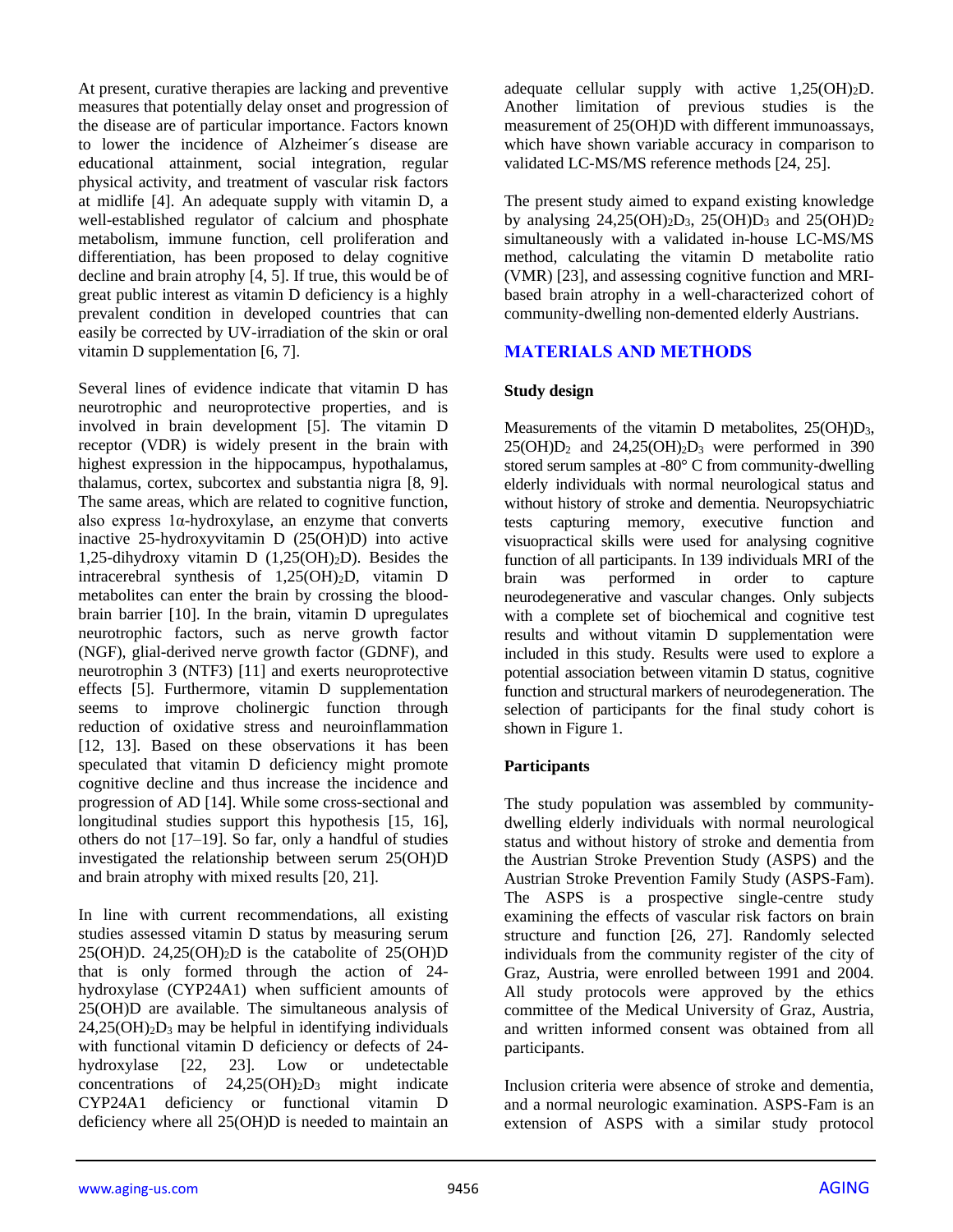At present, curative therapies are lacking and preventive measures that potentially delay onset and progression of the disease are of particular importance. Factors known to lower the incidence of Alzheimer´s disease are educational attainment, social integration, regular physical activity, and treatment of vascular risk factors at midlife [4]. An adequate supply with vitamin D, a well-established regulator of calcium and phosphate metabolism, immune function, cell proliferation and differentiation, has been proposed to delay cognitive decline and brain atrophy [4, 5]. If true, this would be of great public interest as vitamin D deficiency is a highly prevalent condition in developed countries that can easily be corrected by UV-irradiation of the skin or oral vitamin D supplementation [6, 7].

Several lines of evidence indicate that vitamin D has neurotrophic and neuroprotective properties, and is involved in brain development [5]. The vitamin D receptor (VDR) is widely present in the brain with highest expression in the hippocampus, hypothalamus, thalamus, cortex, subcortex and substantia nigra [8, 9]. The same areas, which are related to cognitive function, also express 1α-hydroxylase, an enzyme that converts inactive 25-hydroxyvitamin D (25(OH)D) into active 1,25-dihydroxy vitamin D ($1{,}25(OH)_2D$). Besides the intracerebral synthesis of $1{,}25(OH)_2D$, vitamin D metabolites can enter the brain by crossing the blood-brain barrier [10]. In the brain, vitamin D upregulates neurotrophic factors, such as nerve growth factor (NGF), glial-derived nerve growth factor (GDNF), and neurotrophin 3 (NTF3) [11] and exerts neuroprotective effects [5]. Furthermore, vitamin D supplementation seems to improve cholinergic function through reduction of oxidative stress and neuroinflammation [12, 13]. Based on these observations it has been speculated that vitamin D deficiency might promote cognitive decline and thus increase the incidence and progression of AD [14]. While some cross-sectional and longitudinal studies support this hypothesis [15, 16], others do not [17–19]. So far, only a handful of studies investigated the relationship between serum 25(OH)D and brain atrophy with mixed results [20, 21].

In line with current recommendations, all existing studies assessed vitamin D status by measuring serum 25(OH)D. $24{,}25(OH)_2D$ is the catabolite of 25(OH)D that is only formed through the action of 24-hydroxylase (CYP24A1) when sufficient amounts of 25(OH)D are available. The simultaneous analysis of $24{,}25(OH)_2D_3$ may be helpful in identifying individuals with functional vitamin D deficiency or defects of 24-hydroxylase [22, 23]. Low or undetectable concentrations of $24{,}25(OH)_2D_3$ might indicate CYP24A1 deficiency or functional vitamin D deficiency where all 25(OH)D is needed to maintain an adequate cellular supply with active $1{,}25(OH)_2D$. Another limitation of previous studies is the measurement of 25(OH)D with different immunoassays, which have shown variable accuracy in comparison to validated LC-MS/MS reference methods [24, 25].

The present study aimed to expand existing knowledge by analysing $24{,}25(OH)_2D_3$, $25(OH)D_3$ and $25(OH)D_2$ simultaneously with a validated in-house LC-MS/MS method, calculating the vitamin D metabolite ratio (VMR) [23], and assessing cognitive function and MRI-based brain atrophy in a well-characterized cohort of community-dwelling non-demented elderly Austrians.

## MATERIALS AND METHODS

### Study design

Measurements of the vitamin D metabolites, $25(OH)D_3$, $25(OH)D_2$ and $24{,}25(OH)_2D_3$ were performed in 390 stored serum samples at -80° C from community-dwelling elderly individuals with normal neurological status and without history of stroke and dementia. Neuropsychiatric tests capturing memory, executive function and visuopractical skills were used for analysing cognitive function of all participants. In 139 individuals MRI of the brain was performed in order to capture neurodegenerative and vascular changes. Only subjects with a complete set of biochemical and cognitive test results and without vitamin D supplementation were included in this study. Results were used to explore a potential association between vitamin D status, cognitive function and structural markers of neurodegeneration. The selection of participants for the final study cohort is shown in Figure 1.

### Participants

The study population was assembled by community-dwelling elderly individuals with normal neurological status and without history of stroke and dementia from the Austrian Stroke Prevention Study (ASPS) and the Austrian Stroke Prevention Family Study (ASPS-Fam). The ASPS is a prospective single-centre study examining the effects of vascular risk factors on brain structure and function [26, 27]. Randomly selected individuals from the community register of the city of Graz, Austria, were enrolled between 1991 and 2004. All study protocols were approved by the ethics committee of the Medical University of Graz, Austria, and written informed consent was obtained from all participants.

Inclusion criteria were absence of stroke and dementia, and a normal neurologic examination. ASPS-Fam is an extension of ASPS with a similar study protocol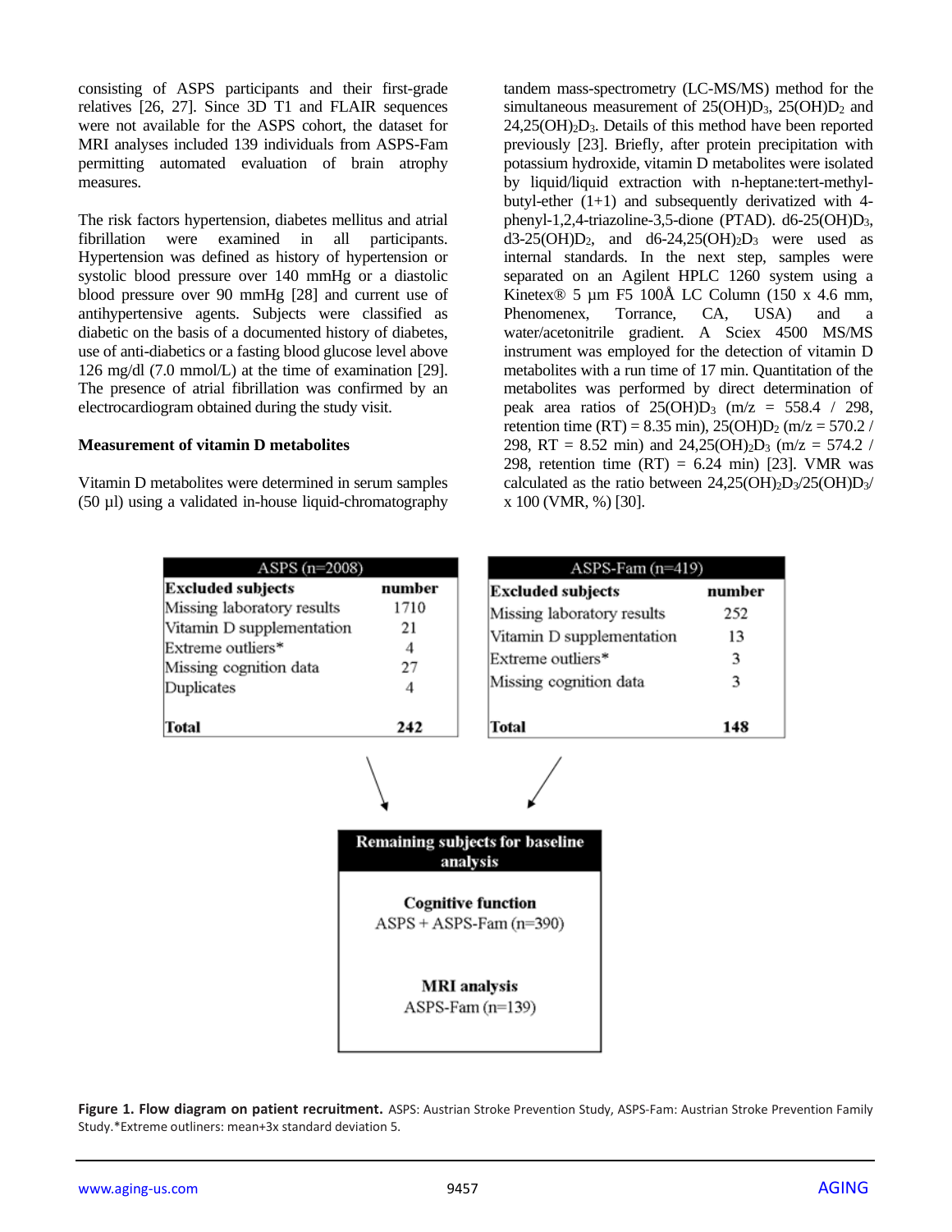consisting of ASPS participants and their first-grade relatives [26, 27]. Since 3D T1 and FLAIR sequences were not available for the ASPS cohort, the dataset for MRI analyses included 139 individuals from ASPS-Fam permitting automated evaluation of brain atrophy measures.

The risk factors hypertension, diabetes mellitus and atrial fibrillation were examined in all participants. Hypertension was defined as history of hypertension or systolic blood pressure over 140 mmHg or a diastolic blood pressure over 90 mmHg [28] and current use of antihypertensive agents. Subjects were classified as diabetic on the basis of a documented history of diabetes, use of anti-diabetics or a fasting blood glucose level above 126 mg/dl (7.0 mmol/L) at the time of examination [29]. The presence of atrial fibrillation was confirmed by an electrocardiogram obtained during the study visit.

**Measurement of vitamin D metabolites**

Vitamin D metabolites were determined in serum samples (50 µl) using a validated in-house liquid-chromatography tandem mass-spectrometry (LC-MS/MS) method for the simultaneous measurement of $25(OH)D_3$, $25(OH)D_2$ and $24,25(OH)_2D_3$. Details of this method have been reported previously [23]. Briefly, after protein precipitation with potassium hydroxide, vitamin D metabolites were isolated by liquid/liquid extraction with n-heptane:tert-methyl-butyl-ether (1+1) and subsequently derivatized with 4-phenyl-1,2,4-triazoline-3,5-dione (PTAD). d6-$25(OH)D_3$, d3-$25(OH)D_2$, and d6-$24,25(OH)_2D_3$ were used as internal standards. In the next step, samples were separated on an Agilent HPLC 1260 system using a Kinetex® 5 µm F5 100Å LC Column (150 x 4.6 mm, Phenomenex, Torrance, CA, USA) and a water/acetonitrile gradient. A Sciex 4500 MS/MS instrument was employed for the detection of vitamin D metabolites with a run time of 17 min. Quantitation of the metabolites was performed by direct determination of peak area ratios of $25(OH)D_3$ (m/z = 558.4 / 298, retention time (RT) = 8.35 min), $25(OH)D_2$ (m/z = 570.2 / 298, RT = 8.52 min) and $24,25(OH)_2D_3$ (m/z = 574.2 / 298, retention time (RT) = 6.24 min) [23]. VMR was calculated as the ratio between $24,25(OH)_2D_3/25(OH)D_3/$ x 100 (VMR, %) [30].

| ASPS (n=2008) | |
|---|---|
| **Excluded subjects** | **number** |
| Missing laboratory results | 1710 |
| Vitamin D supplementation | 21 |
| Extreme outliers* | 4 |
| Missing cognition data | 27 |
| Duplicates | 4 |
| **Total** | **242** |

| ASPS-Fam (n=419) | |
|---|---|
| **Excluded subjects** | **number** |
| Missing laboratory results | 252 |
| Vitamin D supplementation | 13 |
| Extreme outliers* | 3 |
| Missing cognition data | 3 |
| **Total** | **148** |

**Remaining subjects for baseline analysis**

**Cognitive function**
ASPS + ASPS-Fam (n=390)

**MRI analysis**
ASPS-Fam (n=139)

**Figure 1. Flow diagram on patient recruitment.** ASPS: Austrian Stroke Prevention Study, ASPS-Fam: Austrian Stroke Prevention Family Study.*Extreme outliners: mean+3x standard deviation 5.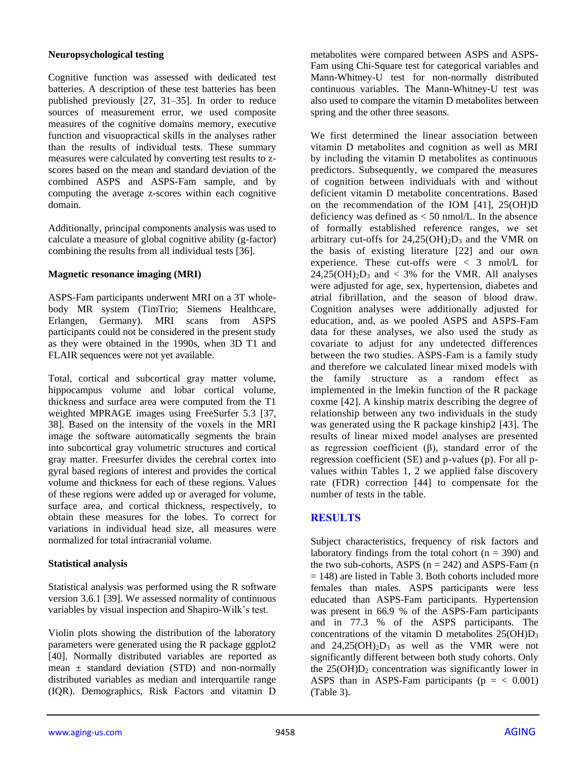### Neuropsychological testing

Cognitive function was assessed with dedicated test batteries. A description of these test batteries has been published previously [27, 31–35]. In order to reduce sources of measurement error, we used composite measures of the cognitive domains memory, executive function and visuopractical skills in the analyses rather than the results of individual tests. These summary measures were calculated by converting test results to z-scores based on the mean and standard deviation of the combined ASPS and ASPS-Fam sample, and by computing the average z-scores within each cognitive domain.

Additionally, principal components analysis was used to calculate a measure of global cognitive ability (g-factor) combining the results from all individual tests [36].

### Magnetic resonance imaging (MRI)

ASPS-Fam participants underwent MRI on a 3T whole-body MR system (TimTrio; Siemens Healthcare, Erlangen, Germany). MRI scans from ASPS participants could not be considered in the present study as they were obtained in the 1990s, when 3D T1 and FLAIR sequences were not yet available.

Total, cortical and subcortical gray matter volume, hippocampus volume and lobar cortical volume, thickness and surface area were computed from the T1 weighted MPRAGE images using FreeSurfer 5.3 [37, 38]. Based on the intensity of the voxels in the MRI image the software automatically segments the brain into subcortical gray volumetric structures and cortical gray matter. Freesurfer divides the cerebral cortex into gyral based regions of interest and provides the cortical volume and thickness for each of these regions. Values of these regions were added up or averaged for volume, surface area, and cortical thickness, respectively, to obtain these measures for the lobes. To correct for variations in individual head size, all measures were normalized for total intracranial volume.

### Statistical analysis

Statistical analysis was performed using the R software version 3.6.1 [39]. We assessed normality of continuous variables by visual inspection and Shapiro-Wilk's test.

Violin plots showing the distribution of the laboratory parameters were generated using the R package ggplot2 [40]. Normally distributed variables are reported as mean ± standard deviation (STD) and non-normally distributed variables as median and interquartile range (IQR). Demographics, Risk Factors and vitamin D metabolites were compared between ASPS and ASPS-Fam using Chi-Square test for categorical variables and Mann-Whitney-U test for non-normally distributed continuous variables. The Mann-Whitney-U test was also used to compare the vitamin D metabolites between spring and the other three seasons.

We first determined the linear association between vitamin D metabolites and cognition as well as MRI by including the vitamin D metabolites as continuous predictors. Subsequently, we compared the measures of cognition between individuals with and without deficient vitamin D metabolite concentrations. Based on the recommendation of the IOM [41], 25(OH)D deficiency was defined as < 50 nmol/L. In the absence of formally established reference ranges, we set arbitrary cut-offs for $24,25(OH)_2D_3$ and the VMR on the basis of existing literature [22] and our own experience. These cut-offs were < 3 nmol/L for $24,25(OH)_2D_3$ and < 3% for the VMR. All analyses were adjusted for age, sex, hypertension, diabetes and atrial fibrillation, and the season of blood draw. Cognition analyses were additionally adjusted for education, and, as we pooled ASPS and ASPS-Fam data for these analyses, we also used the study as covariate to adjust for any undetected differences between the two studies. ASPS-Fam is a family study and therefore we calculated linear mixed models with the family structure as a random effect as implemented in the lmekin function of the R package coxme [42]. A kinship matrix describing the degree of relationship between any two individuals in the study was generated using the R package kinship2 [43]. The results of linear mixed model analyses are presented as regression coefficient (β), standard error of the regression coefficient (SE) and p-values (p). For all p-values within Tables 1, 2 we applied false discovery rate (FDR) correction [44] to compensate for the number of tests in the table.

## RESULTS

Subject characteristics, frequency of risk factors and laboratory findings from the total cohort (n = 390) and the two sub-cohorts, ASPS (n = 242) and ASPS-Fam (n = 148) are listed in Table 3. Both cohorts included more females than males. ASPS participants were less educated than ASPS-Fam participants. Hypertension was present in 66.9 % of the ASPS-Fam participants and in 77.3 % of the ASPS participants. The concentrations of the vitamin D metabolites $25(OH)D_3$ and $24,25(OH)_2D_3$ as well as the VMR were not significantly different between both study cohorts. Only the $25(OH)D_2$ concentration was significantly lower in ASPS than in ASPS-Fam participants (p = < 0.001) (Table 3).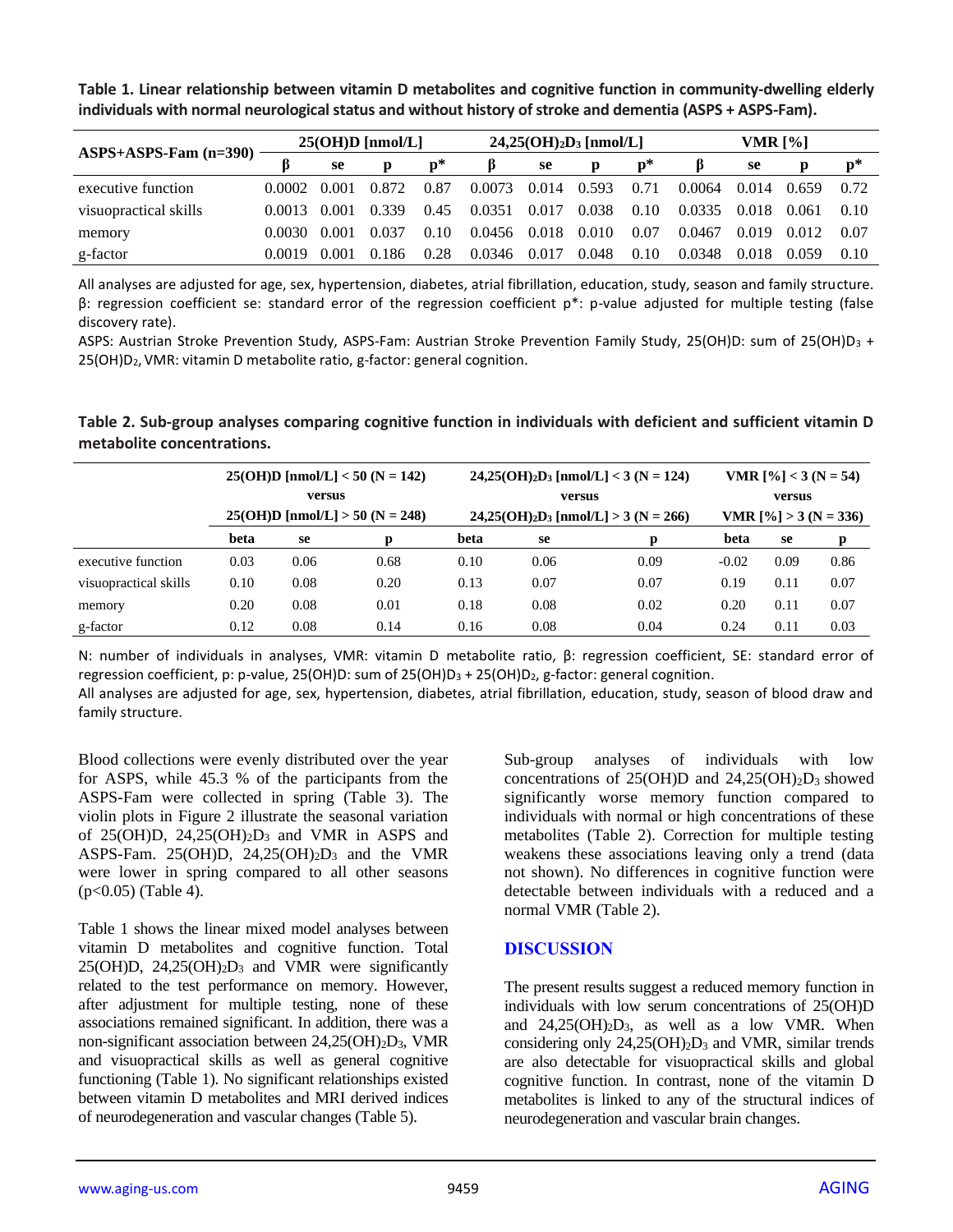**Table 1. Linear relationship between vitamin D metabolites and cognitive function in community-dwelling elderly individuals with normal neurological status and without history of stroke and dementia (ASPS + ASPS-Fam).**

| ASPS+ASPS-Fam (n=390) | 25(OH)D [nmol/L] | | | | $24,25(OH)_2D_3$ [nmol/L] | | | | VMR [%] | | | |
|---|---|---|---|---|---|---|---|---|---|---|---|---|
| | β | se | p | p* | β | se | p | p* | β | se | p | p* |
| executive function | 0.0002 | 0.001 | 0.872 | 0.87 | 0.0073 | 0.014 | 0.593 | 0.71 | 0.0064 | 0.014 | 0.659 | 0.72 |
| visuopractical skills | 0.0013 | 0.001 | 0.339 | 0.45 | 0.0351 | 0.017 | 0.038 | 0.10 | 0.0335 | 0.018 | 0.061 | 0.10 |
| memory | 0.0030 | 0.001 | 0.037 | 0.10 | 0.0456 | 0.018 | 0.010 | 0.07 | 0.0467 | 0.019 | 0.012 | 0.07 |
| g-factor | 0.0019 | 0.001 | 0.186 | 0.28 | 0.0346 | 0.017 | 0.048 | 0.10 | 0.0348 | 0.018 | 0.059 | 0.10 |

All analyses are adjusted for age, sex, hypertension, diabetes, atrial fibrillation, education, study, season and family structure. β: regression coefficient se: standard error of the regression coefficient p*: p-value adjusted for multiple testing (false discovery rate).

ASPS: Austrian Stroke Prevention Study, ASPS-Fam: Austrian Stroke Prevention Family Study, 25(OH)D: sum of $25(OH)D_3$ + $25(OH)D_2$, VMR: vitamin D metabolite ratio, g-factor: general cognition.

**Table 2. Sub-group analyses comparing cognitive function in individuals with deficient and sufficient vitamin D metabolite concentrations.**

| | 25(OH)D [nmol/L] < 50 (N = 142) versus 25(OH)D [nmol/L] > 50 (N = 248) | | | $24,25(OH)_2D_3$ [nmol/L] < 3 (N = 124) versus $24,25(OH)_2D_3$ [nmol/L] > 3 (N = 266) | | | VMR [%] < 3 (N = 54) versus VMR [%] > 3 (N = 336) | | |
|---|---|---|---|---|---|---|---|---|---|
| | beta | se | p | beta | se | p | beta | se | p |
| executive function | 0.03 | 0.06 | 0.68 | 0.10 | 0.06 | 0.09 | -0.02 | 0.09 | 0.86 |
| visuopractical skills | 0.10 | 0.08 | 0.20 | 0.13 | 0.07 | 0.07 | 0.19 | 0.11 | 0.07 |
| memory | 0.20 | 0.08 | 0.01 | 0.18 | 0.08 | 0.02 | 0.20 | 0.11 | 0.07 |
| g-factor | 0.12 | 0.08 | 0.14 | 0.16 | 0.08 | 0.04 | 0.24 | 0.11 | 0.03 |

N: number of individuals in analyses, VMR: vitamin D metabolite ratio, β: regression coefficient, SE: standard error of regression coefficient, p: p-value, 25(OH)D: sum of $25(OH)D_3$ + $25(OH)D_2$, g-factor: general cognition.

All analyses are adjusted for age, sex, hypertension, diabetes, atrial fibrillation, education, study, season of blood draw and family structure.

Blood collections were evenly distributed over the year for ASPS, while 45.3 % of the participants from the ASPS-Fam were collected in spring (Table 3). The violin plots in Figure 2 illustrate the seasonal variation of 25(OH)D, $24,25(OH)_2D_3$ and VMR in ASPS and ASPS-Fam. 25(OH)D, $24,25(OH)_2D_3$ and the VMR were lower in spring compared to all other seasons ($p<0.05$) (Table 4).

Table 1 shows the linear mixed model analyses between vitamin D metabolites and cognitive function. Total 25(OH)D, $24,25(OH)_2D_3$ and VMR were significantly related to the test performance on memory. However, after adjustment for multiple testing, none of these associations remained significant. In addition, there was a non-significant association between $24,25(OH)_2D_3$, VMR and visuopractical skills as well as general cognitive functioning (Table 1). No significant relationships existed between vitamin D metabolites and MRI derived indices of neurodegeneration and vascular changes (Table 5).

Sub-group analyses of individuals with low concentrations of 25(OH)D and $24,25(OH)_2D_3$ showed significantly worse memory function compared to individuals with normal or high concentrations of these metabolites (Table 2). Correction for multiple testing weakens these associations leaving only a trend (data not shown). No differences in cognitive function were detectable between individuals with a reduced and a normal VMR (Table 2).

## DISCUSSION

The present results suggest a reduced memory function in individuals with low serum concentrations of 25(OH)D and $24,25(OH)_2D_3$, as well as a low VMR. When considering only $24,25(OH)_2D_3$ and VMR, similar trends are also detectable for visuopractical skills and global cognitive function. In contrast, none of the vitamin D metabolites is linked to any of the structural indices of neurodegeneration and vascular brain changes.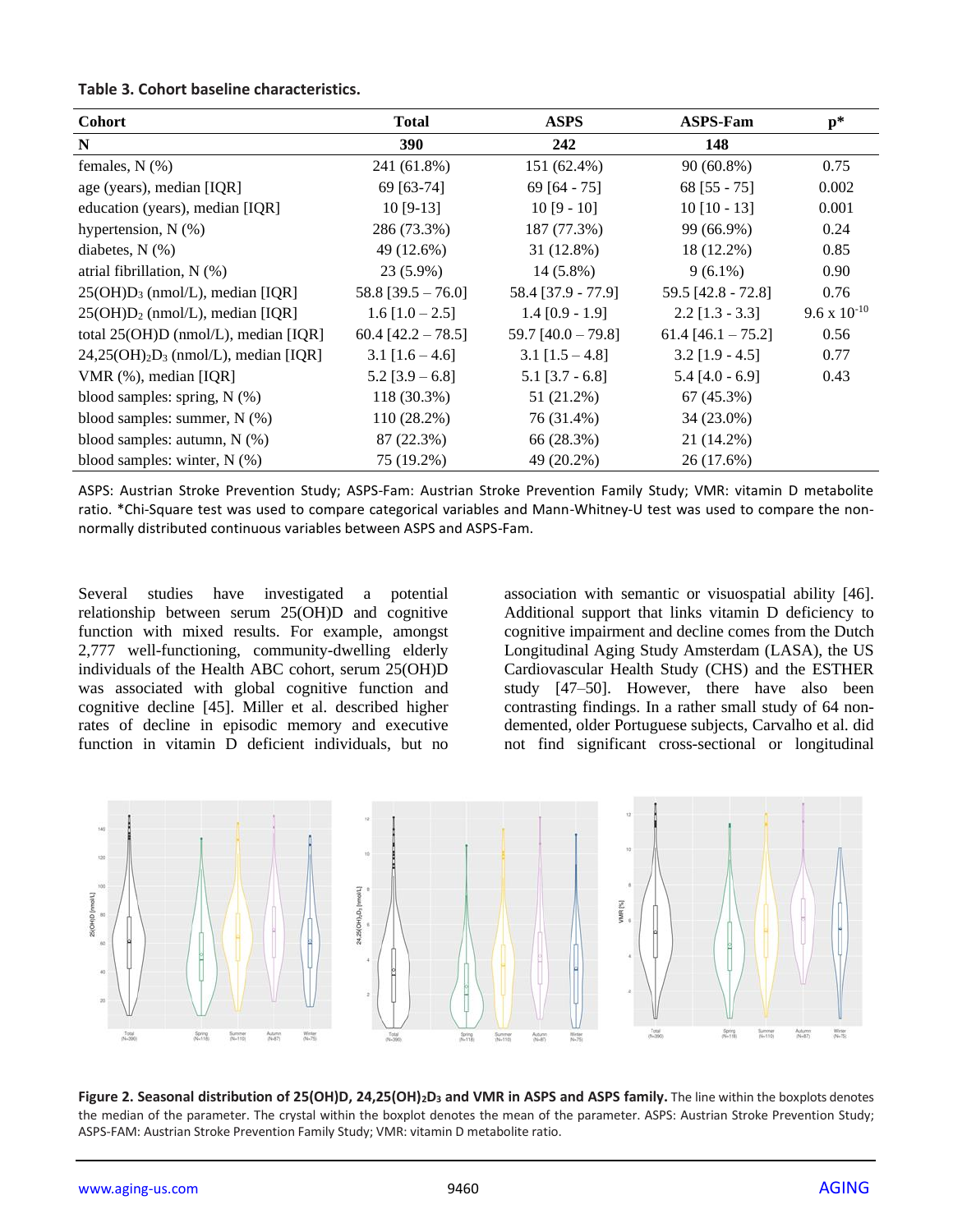**Table 3. Cohort baseline characteristics.**

| Cohort | Total | ASPS | ASPS-Fam | p* |
|---|---|---|---|---|
| **N** | **390** | **242** | **148** | |
| females, N (%) | 241 (61.8%) | 151 (62.4%) | 90 (60.8%) | 0.75 |
| age (years), median [IQR] | 69 [63-74] | 69 [64 - 75] | 68 [55 - 75] | 0.002 |
| education (years), median [IQR] | 10 [9-13] | 10 [9 - 10] | 10 [10 - 13] | 0.001 |
| hypertension, N (%) | 286 (73.3%) | 187 (77.3%) | 99 (66.9%) | 0.24 |
| diabetes, N (%) | 49 (12.6%) | 31 (12.8%) | 18 (12.2%) | 0.85 |
| atrial fibrillation, N (%) | 23 (5.9%) | 14 (5.8%) | 9 (6.1%) | 0.90 |
| 25(OH)$D_3$ (nmol/L), median [IQR] | 58.8 [39.5 – 76.0] | 58.4 [37.9 - 77.9] | 59.5 [42.8 - 72.8] | 0.76 |
| 25(OH)$D_2$ (nmol/L), median [IQR] | 1.6 [1.0 – 2.5] | 1.4 [0.9 - 1.9] | 2.2 [1.3 - 3.3] | $9.6 \times 10^{-10}$ |
| total 25(OH)D (nmol/L), median [IQR] | 60.4 [42.2 – 78.5] | 59.7 [40.0 – 79.8] | 61.4 [46.1 – 75.2] | 0.56 |
| 24,25$(OH)_2D_3$ (nmol/L), median [IQR] | 3.1 [1.6 – 4.6] | 3.1 [1.5 – 4.8] | 3.2 [1.9 - 4.5] | 0.77 |
| VMR (%), median [IQR] | 5.2 [3.9 – 6.8] | 5.1 [3.7 - 6.8] | 5.4 [4.0 - 6.9] | 0.43 |
| blood samples: spring, N (%) | 118 (30.3%) | 51 (21.2%) | 67 (45.3%) | |
| blood samples: summer, N (%) | 110 (28.2%) | 76 (31.4%) | 34 (23.0%) | |
| blood samples: autumn, N (%) | 87 (22.3%) | 66 (28.3%) | 21 (14.2%) | |
| blood samples: winter, N (%) | 75 (19.2%) | 49 (20.2%) | 26 (17.6%) | |

ASPS: Austrian Stroke Prevention Study; ASPS-Fam: Austrian Stroke Prevention Family Study; VMR: vitamin D metabolite ratio. *Chi-Square test was used to compare categorical variables and Mann-Whitney-U test was used to compare the non-normally distributed continuous variables between ASPS and ASPS-Fam.

Several studies have investigated a potential relationship between serum 25(OH)D and cognitive function with mixed results. For example, amongst 2,777 well-functioning, community-dwelling elderly individuals of the Health ABC cohort, serum 25(OH)D was associated with global cognitive function and cognitive decline [45]. Miller et al. described higher rates of decline in episodic memory and executive function in vitamin D deficient individuals, but no association with semantic or visuospatial ability [46]. Additional support that links vitamin D deficiency to cognitive impairment and decline comes from the Dutch Longitudinal Aging Study Amsterdam (LASA), the US Cardiovascular Health Study (CHS) and the ESTHER study [47–50]. However, there have also been contrasting findings. In a rather small study of 64 non-demented, older Portuguese subjects, Carvalho et al. did not find significant cross-sectional or longitudinal

**Figure 2. Seasonal distribution of 25(OH)D, 24,25$(OH)_2D_3$ and VMR in ASPS and ASPS family.** The line within the boxplots denotes the median of the parameter. The crystal within the boxplot denotes the mean of the parameter. ASPS: Austrian Stroke Prevention Study; ASPS-FAM: Austrian Stroke Prevention Family Study; VMR: vitamin D metabolite ratio.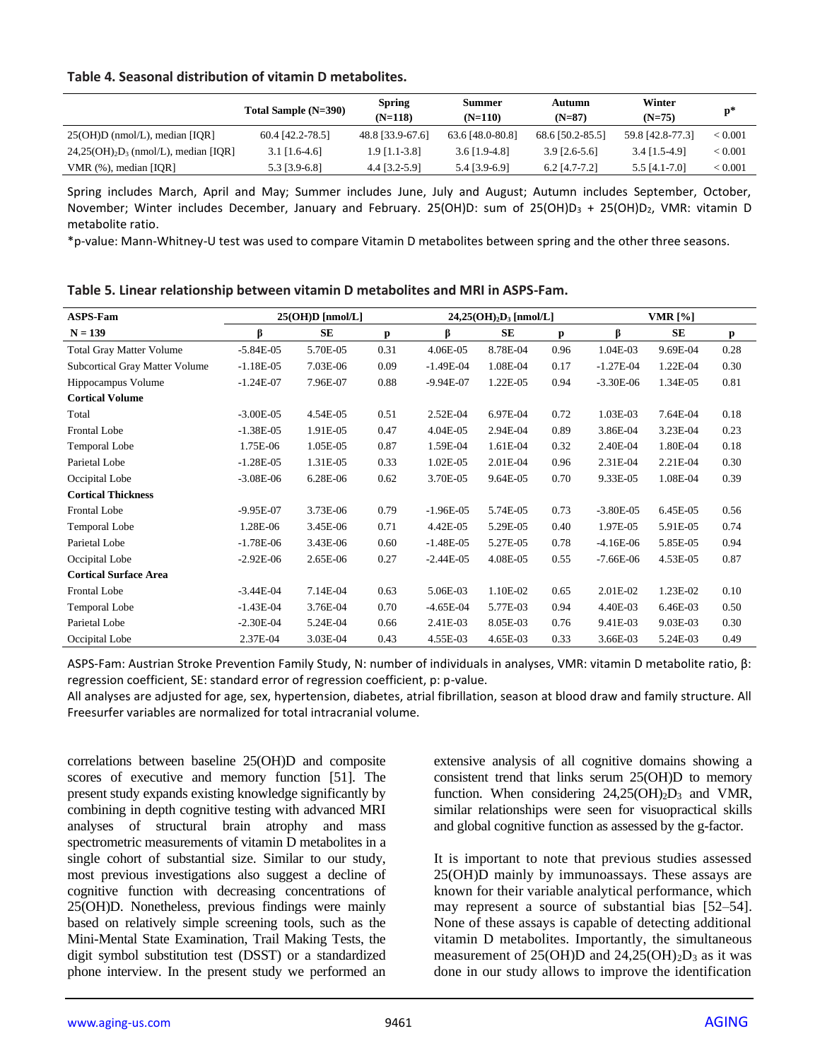**Table 4. Seasonal distribution of vitamin D metabolites.**

| | Total Sample (N=390) | Spring (N=118) | Summer (N=110) | Autumn (N=87) | Winter (N=75) | p* |
|---|---|---|---|---|---|---|
| 25(OH)D (nmol/L), median [IQR] | 60.4 [42.2-78.5] | 48.8 [33.9-67.6] | 63.6 [48.0-80.8] | 68.6 [50.2-85.5] | 59.8 [42.8-77.3] | < 0.001 |
| $24,25(OH)_2D_3$ (nmol/L), median [IQR] | 3.1 [1.6-4.6] | 1.9 [1.1-3.8] | 3.6 [1.9-4.8] | 3.9 [2.6-5.6] | 3.4 [1.5-4.9] | < 0.001 |
| VMR (%), median [IQR] | 5.3 [3.9-6.8] | 4.4 [3.2-5.9] | 5.4 [3.9-6.9] | 6.2 [4.7-7.2] | 5.5 [4.1-7.0] | < 0.001 |

Spring includes March, April and May; Summer includes June, July and August; Autumn includes September, October, November; Winter includes December, January and February. 25(OH)D: sum of $25(OH)D_3$ + $25(OH)D_2$, VMR: vitamin D metabolite ratio.

*p-value: Mann-Whitney-U test was used to compare Vitamin D metabolites between spring and the other three seasons.

**Table 5. Linear relationship between vitamin D metabolites and MRI in ASPS-Fam.**

| ASPS-Fam | 25(OH)D [nmol/L] | | | $24,25(OH)_2D_3$ [nmol/L] | | | VMR [%] | | |
|---|---|---|---|---|---|---|---|---|---|
| N = 139 | β | SE | p | β | SE | p | β | SE | p |
| Total Gray Matter Volume | -5.84E-05 | 5.70E-05 | 0.31 | 4.06E-05 | 8.78E-04 | 0.96 | 1.04E-03 | 9.69E-04 | 0.28 |
| Subcortical Gray Matter Volume | -1.18E-05 | 7.03E-06 | 0.09 | -1.49E-04 | 1.08E-04 | 0.17 | -1.27E-04 | 1.22E-04 | 0.30 |
| Hippocampus Volume | -1.24E-07 | 7.96E-07 | 0.88 | -9.94E-07 | 1.22E-05 | 0.94 | -3.30E-06 | 1.34E-05 | 0.81 |
| **Cortical Volume** | | | | | | | | | |
| Total | -3.00E-05 | 4.54E-05 | 0.51 | 2.52E-04 | 6.97E-04 | 0.72 | 1.03E-03 | 7.64E-04 | 0.18 |
| Frontal Lobe | -1.38E-05 | 1.91E-05 | 0.47 | 4.04E-05 | 2.94E-04 | 0.89 | 3.86E-04 | 3.23E-04 | 0.23 |
| Temporal Lobe | 1.75E-06 | 1.05E-05 | 0.87 | 1.59E-04 | 1.61E-04 | 0.32 | 2.40E-04 | 1.80E-04 | 0.18 |
| Parietal Lobe | -1.28E-05 | 1.31E-05 | 0.33 | 1.02E-05 | 2.01E-04 | 0.96 | 2.31E-04 | 2.21E-04 | 0.30 |
| Occipital Lobe | -3.08E-06 | 6.28E-06 | 0.62 | 3.70E-05 | 9.64E-05 | 0.70 | 9.33E-05 | 1.08E-04 | 0.39 |
| **Cortical Thickness** | | | | | | | | | |
| Frontal Lobe | -9.95E-07 | 3.73E-06 | 0.79 | -1.96E-05 | 5.74E-05 | 0.73 | -3.80E-05 | 6.45E-05 | 0.56 |
| Temporal Lobe | 1.28E-06 | 3.45E-06 | 0.71 | 4.42E-05 | 5.29E-05 | 0.40 | 1.97E-05 | 5.91E-05 | 0.74 |
| Parietal Lobe | -1.78E-06 | 3.43E-06 | 0.60 | -1.48E-05 | 5.27E-05 | 0.78 | -4.16E-06 | 5.85E-05 | 0.94 |
| Occipital Lobe | -2.92E-06 | 2.65E-06 | 0.27 | -2.44E-05 | 4.08E-05 | 0.55 | -7.66E-06 | 4.53E-05 | 0.87 |
| **Cortical Surface Area** | | | | | | | | | |
| Frontal Lobe | -3.44E-04 | 7.14E-04 | 0.63 | 5.06E-03 | 1.10E-02 | 0.65 | 2.01E-02 | 1.23E-02 | 0.10 |
| Temporal Lobe | -1.43E-04 | 3.76E-04 | 0.70 | -4.65E-04 | 5.77E-03 | 0.94 | 4.40E-03 | 6.46E-03 | 0.50 |
| Parietal Lobe | -2.30E-04 | 5.24E-04 | 0.66 | 2.41E-03 | 8.05E-03 | 0.76 | 9.41E-03 | 9.03E-03 | 0.30 |
| Occipital Lobe | 2.37E-04 | 3.03E-04 | 0.43 | 4.55E-03 | 4.65E-03 | 0.33 | 3.66E-03 | 5.24E-03 | 0.49 |

ASPS-Fam: Austrian Stroke Prevention Family Study, N: number of individuals in analyses, VMR: vitamin D metabolite ratio, β: regression coefficient, SE: standard error of regression coefficient, p: p-value.

All analyses are adjusted for age, sex, hypertension, diabetes, atrial fibrillation, season at blood draw and family structure. All Freesurfer variables are normalized for total intracranial volume.

correlations between baseline 25(OH)D and composite scores of executive and memory function [51]. The present study expands existing knowledge significantly by combining in depth cognitive testing with advanced MRI analyses of structural brain atrophy and mass spectrometric measurements of vitamin D metabolites in a single cohort of substantial size. Similar to our study, most previous investigations also suggest a decline of cognitive function with decreasing concentrations of 25(OH)D. Nonetheless, previous findings were mainly based on relatively simple screening tools, such as the Mini-Mental State Examination, Trail Making Tests, the digit symbol substitution test (DSST) or a standardized phone interview. In the present study we performed an extensive analysis of all cognitive domains showing a consistent trend that links serum 25(OH)D to memory function. When considering $24,25(OH)_2D_3$ and VMR, similar relationships were seen for visuopractical skills and global cognitive function as assessed by the g-factor.

It is important to note that previous studies assessed 25(OH)D mainly by immunoassays. These assays are known for their variable analytical performance, which may represent a source of substantial bias [52–54]. None of these assays is capable of detecting additional vitamin D metabolites. Importantly, the simultaneous measurement of 25(OH)D and $24,25(OH)_2D_3$ as it was done in our study allows to improve the identification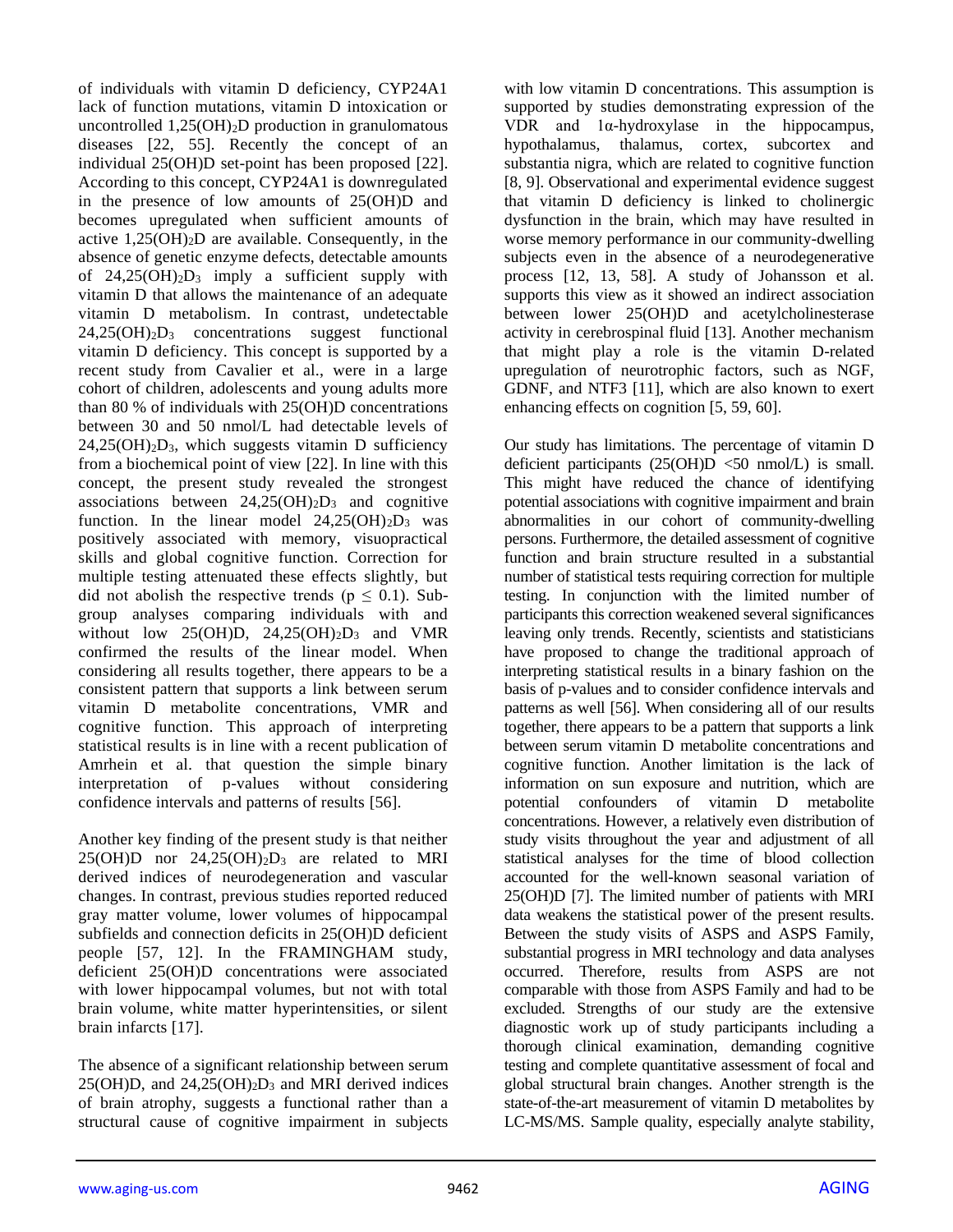of individuals with vitamin D deficiency, CYP24A1 lack of function mutations, vitamin D intoxication or uncontrolled $1,25(OH)_2D$ production in granulomatous diseases [22, 55]. Recently the concept of an individual 25(OH)D set-point has been proposed [22]. According to this concept, CYP24A1 is downregulated in the presence of low amounts of 25(OH)D and becomes upregulated when sufficient amounts of active $1,25(OH)_2D$ are available. Consequently, in the absence of genetic enzyme defects, detectable amounts of $24,25(OH)_2D_3$ imply a sufficient supply with vitamin D that allows the maintenance of an adequate vitamin D metabolism. In contrast, undetectable $24,25(OH)_2D_3$ concentrations suggest functional vitamin D deficiency. This concept is supported by a recent study from Cavalier et al., were in a large cohort of children, adolescents and young adults more than 80 % of individuals with 25(OH)D concentrations between 30 and 50 nmol/L had detectable levels of $24,25(OH)_2D_3$, which suggests vitamin D sufficiency from a biochemical point of view [22]. In line with this concept, the present study revealed the strongest associations between $24,25(OH)_2D_3$ and cognitive function. In the linear model $24,25(OH)_2D_3$ was positively associated with memory, visuopractical skills and global cognitive function. Correction for multiple testing attenuated these effects slightly, but did not abolish the respective trends ($p \leq 0.1$). Subgroup analyses comparing individuals with and without low 25(OH)D, $24,25(OH)_2D_3$ and VMR confirmed the results of the linear model. When considering all results together, there appears to be a consistent pattern that supports a link between serum vitamin D metabolite concentrations, VMR and cognitive function. This approach of interpreting statistical results is in line with a recent publication of Amrhein et al. that question the simple binary interpretation of p-values without considering confidence intervals and patterns of results [56].

Another key finding of the present study is that neither 25(OH)D nor $24,25(OH)_2D_3$ are related to MRI derived indices of neurodegeneration and vascular changes. In contrast, previous studies reported reduced gray matter volume, lower volumes of hippocampal subfields and connection deficits in 25(OH)D deficient people [57, 12]. In the FRAMINGHAM study, deficient 25(OH)D concentrations were associated with lower hippocampal volumes, but not with total brain volume, white matter hyperintensities, or silent brain infarcts [17].

The absence of a significant relationship between serum 25(OH)D, and $24,25(OH)_2D_3$ and MRI derived indices of brain atrophy, suggests a functional rather than a structural cause of cognitive impairment in subjects with low vitamin D concentrations. This assumption is supported by studies demonstrating expression of the VDR and 1α-hydroxylase in the hippocampus, hypothalamus, thalamus, cortex, subcortex and substantia nigra, which are related to cognitive function [8, 9]. Observational and experimental evidence suggest that vitamin D deficiency is linked to cholinergic dysfunction in the brain, which may have resulted in worse memory performance in our community-dwelling subjects even in the absence of a neurodegenerative process [12, 13, 58]. A study of Johansson et al. supports this view as it showed an indirect association between lower 25(OH)D and acetylcholinesterase activity in cerebrospinal fluid [13]. Another mechanism that might play a role is the vitamin D-related upregulation of neurotrophic factors, such as NGF, GDNF, and NTF3 [11], which are also known to exert enhancing effects on cognition [5, 59, 60].

Our study has limitations. The percentage of vitamin D deficient participants (25(OH)D <50 nmol/L) is small. This might have reduced the chance of identifying potential associations with cognitive impairment and brain abnormalities in our cohort of community-dwelling persons. Furthermore, the detailed assessment of cognitive function and brain structure resulted in a substantial number of statistical tests requiring correction for multiple testing. In conjunction with the limited number of participants this correction weakened several significances leaving only trends. Recently, scientists and statisticians have proposed to change the traditional approach of interpreting statistical results in a binary fashion on the basis of p-values and to consider confidence intervals and patterns as well [56]. When considering all of our results together, there appears to be a pattern that supports a link between serum vitamin D metabolite concentrations and cognitive function. Another limitation is the lack of information on sun exposure and nutrition, which are potential confounders of vitamin D metabolite concentrations. However, a relatively even distribution of study visits throughout the year and adjustment of all statistical analyses for the time of blood collection accounted for the well-known seasonal variation of 25(OH)D [7]. The limited number of patients with MRI data weakens the statistical power of the present results. Between the study visits of ASPS and ASPS Family, substantial progress in MRI technology and data analyses occurred. Therefore, results from ASPS are not comparable with those from ASPS Family and had to be excluded. Strengths of our study are the extensive diagnostic work up of study participants including a thorough clinical examination, demanding cognitive testing and complete quantitative assessment of focal and global structural brain changes. Another strength is the state-of-the-art measurement of vitamin D metabolites by LC-MS/MS. Sample quality, especially analyte stability,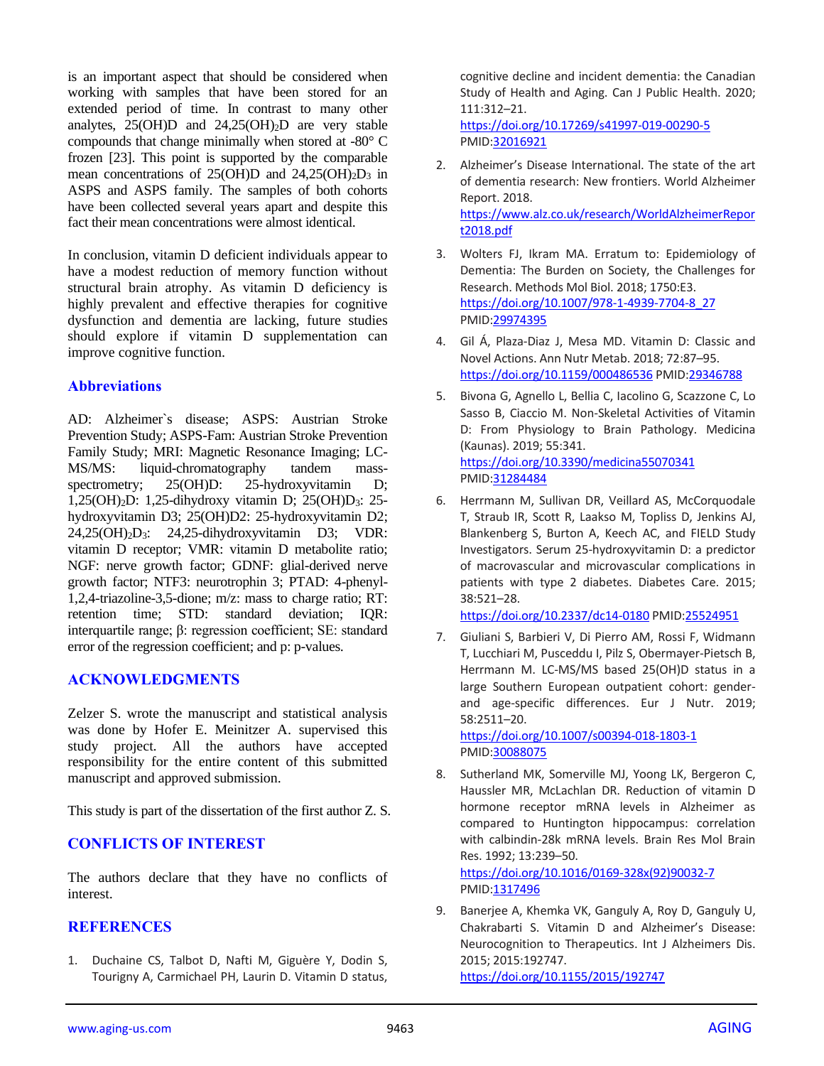is an important aspect that should be considered when working with samples that have been stored for an extended period of time. In contrast to many other analytes, 25(OH)D and 24,25(OH)$_2$D are very stable compounds that change minimally when stored at -80° C frozen [23]. This point is supported by the comparable mean concentrations of 25(OH)D and 24,25(OH)$_2$D$_3$ in ASPS and ASPS family. The samples of both cohorts have been collected several years apart and despite this fact their mean concentrations were almost identical.

In conclusion, vitamin D deficient individuals appear to have a modest reduction of memory function without structural brain atrophy. As vitamin D deficiency is highly prevalent and effective therapies for cognitive dysfunction and dementia are lacking, future studies should explore if vitamin D supplementation can improve cognitive function.

## Abbreviations

AD: Alzheimer`s disease; ASPS: Austrian Stroke Prevention Study; ASPS-Fam: Austrian Stroke Prevention Family Study; MRI: Magnetic Resonance Imaging; LC-MS/MS: liquid-chromatography tandem mass-spectrometry; 25(OH)D: 25-hydroxyvitamin D; 1,25(OH)$_2$D: 1,25-dihydroxy vitamin D; 25(OH)D$_3$: 25-hydroxyvitamin D3; 25(OH)D2: 25-hydroxyvitamin D2; 24,25(OH)$_2$D$_3$: 24,25-dihydroxyvitamin D3; VDR: vitamin D receptor; VMR: vitamin D metabolite ratio; NGF: nerve growth factor; GDNF: glial-derived nerve growth factor; NTF3: neurotrophin 3; PTAD: 4-phenyl-1,2,4-triazoline-3,5-dione; m/z: mass to charge ratio; RT: retention time; STD: standard deviation; IQR: interquartile range; β: regression coefficient; SE: standard error of the regression coefficient; and p: p-values.

## ACKNOWLEDGMENTS

Zelzer S. wrote the manuscript and statistical analysis was done by Hofer E. Meinitzer A. supervised this study project. All the authors have accepted responsibility for the entire content of this submitted manuscript and approved submission.

This study is part of the dissertation of the first author Z. S.

## CONFLICTS OF INTEREST

The authors declare that they have no conflicts of interest.

## REFERENCES

1. Duchaine CS, Talbot D, Nafti M, Giguère Y, Dodin S, Tourigny A, Carmichael PH, Laurin D. Vitamin D status, cognitive decline and incident dementia: the Canadian Study of Health and Aging. Can J Public Health. 2020; 111:312–21. https://doi.org/10.17269/s41997-019-00290-5 PMID:32016921

2. Alzheimer's Disease International. The state of the art of dementia research: New frontiers. World Alzheimer Report. 2018. https://www.alz.co.uk/research/WorldAlzheimerReport2018.pdf

3. Wolters FJ, Ikram MA. Erratum to: Epidemiology of Dementia: The Burden on Society, the Challenges for Research. Methods Mol Biol. 2018; 1750:E3. https://doi.org/10.1007/978-1-4939-7704-8_27 PMID:29974395

4. Gil Á, Plaza-Diaz J, Mesa MD. Vitamin D: Classic and Novel Actions. Ann Nutr Metab. 2018; 72:87–95. https://doi.org/10.1159/000486536 PMID:29346788

5. Bivona G, Agnello L, Bellia C, Iacolino G, Scazzone C, Lo Sasso B, Ciaccio M. Non-Skeletal Activities of Vitamin D: From Physiology to Brain Pathology. Medicina (Kaunas). 2019; 55:341. https://doi.org/10.3390/medicina55070341 PMID:31284484

6. Herrmann M, Sullivan DR, Veillard AS, McCorquodale T, Straub IR, Scott R, Laakso M, Topliss D, Jenkins AJ, Blankenberg S, Burton A, Keech AC, and FIELD Study Investigators. Serum 25-hydroxyvitamin D: a predictor of macrovascular and microvascular complications in patients with type 2 diabetes. Diabetes Care. 2015; 38:521–28. https://doi.org/10.2337/dc14-0180 PMID:25524951

7. Giuliani S, Barbieri V, Di Pierro AM, Rossi F, Widmann T, Lucchiari M, Pusceddu I, Pilz S, Obermayer-Pietsch B, Herrmann M. LC-MS/MS based 25(OH)D status in a large Southern European outpatient cohort: gender- and age-specific differences. Eur J Nutr. 2019; 58:2511–20. https://doi.org/10.1007/s00394-018-1803-1 PMID:30088075

8. Sutherland MK, Somerville MJ, Yoong LK, Bergeron C, Haussler MR, McLachlan DR. Reduction of vitamin D hormone receptor mRNA levels in Alzheimer as compared to Huntington hippocampus: correlation with calbindin-28k mRNA levels. Brain Res Mol Brain Res. 1992; 13:239–50. https://doi.org/10.1016/0169-328x(92)90032-7 PMID:1317496

9. Banerjee A, Khemka VK, Ganguly A, Roy D, Ganguly U, Chakrabarti S. Vitamin D and Alzheimer's Disease: Neurocognition to Therapeutics. Int J Alzheimers Dis. 2015; 2015:192747. https://doi.org/10.1155/2015/192747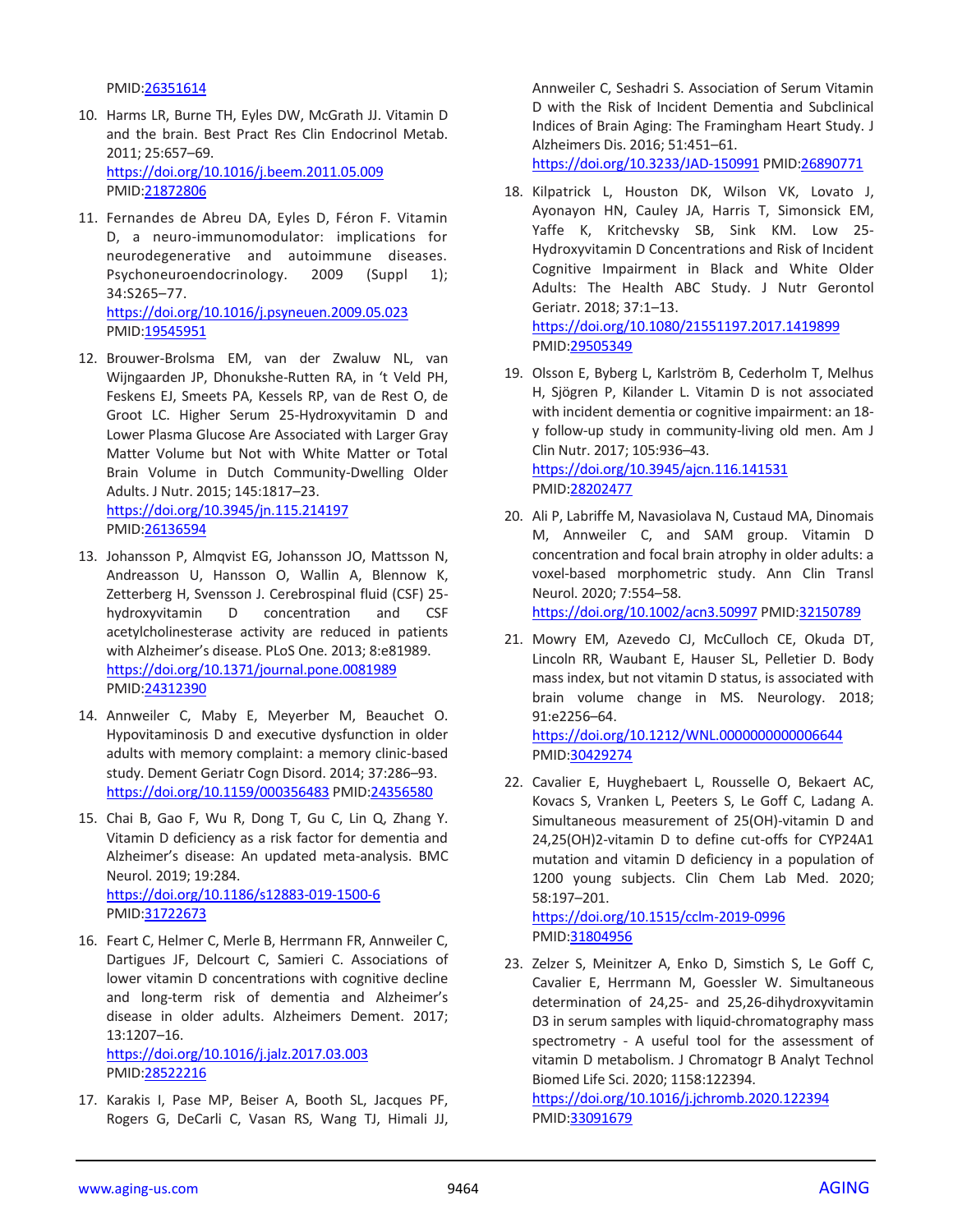PMID:26351614

10. Harms LR, Burne TH, Eyles DW, McGrath JJ. Vitamin D and the brain. Best Pract Res Clin Endocrinol Metab. 2011; 25:657–69.
https://doi.org/10.1016/j.beem.2011.05.009
PMID:21872806

11. Fernandes de Abreu DA, Eyles D, Féron F. Vitamin D, a neuro-immunomodulator: implications for neurodegenerative and autoimmune diseases. Psychoneuroendocrinology. 2009 (Suppl 1); 34:S265–77.
https://doi.org/10.1016/j.psyneuen.2009.05.023
PMID:19545951

12. Brouwer-Brolsma EM, van der Zwaluw NL, van Wijngaarden JP, Dhonukshe-Rutten RA, in 't Veld PH, Feskens EJ, Smeets PA, Kessels RP, van de Rest O, de Groot LC. Higher Serum 25-Hydroxyvitamin D and Lower Plasma Glucose Are Associated with Larger Gray Matter Volume but Not with White Matter or Total Brain Volume in Dutch Community-Dwelling Older Adults. J Nutr. 2015; 145:1817–23.
https://doi.org/10.3945/jn.115.214197
PMID:26136594

13. Johansson P, Almqvist EG, Johansson JO, Mattsson N, Andreasson U, Hansson O, Wallin A, Blennow K, Zetterberg H, Svensson J. Cerebrospinal fluid (CSF) 25-hydroxyvitamin D concentration and CSF acetylcholinesterase activity are reduced in patients with Alzheimer's disease. PLoS One. 2013; 8:e81989.
https://doi.org/10.1371/journal.pone.0081989
PMID:24312390

14. Annweiler C, Maby E, Meyerber M, Beauchet O. Hypovitaminosis D and executive dysfunction in older adults with memory complaint: a memory clinic-based study. Dement Geriatr Cogn Disord. 2014; 37:286–93.
https://doi.org/10.1159/000356483 PMID:24356580

15. Chai B, Gao F, Wu R, Dong T, Gu C, Lin Q, Zhang Y. Vitamin D deficiency as a risk factor for dementia and Alzheimer's disease: An updated meta-analysis. BMC Neurol. 2019; 19:284.
https://doi.org/10.1186/s12883-019-1500-6
PMID:31722673

16. Feart C, Helmer C, Merle B, Herrmann FR, Annweiler C, Dartigues JF, Delcourt C, Samieri C. Associations of lower vitamin D concentrations with cognitive decline and long-term risk of dementia and Alzheimer's disease in older adults. Alzheimers Dement. 2017; 13:1207–16.
https://doi.org/10.1016/j.jalz.2017.03.003
PMID:28522216

17. Karakis I, Pase MP, Beiser A, Booth SL, Jacques PF, Rogers G, DeCarli C, Vasan RS, Wang TJ, Himali JJ, Annweiler C, Seshadri S. Association of Serum Vitamin D with the Risk of Incident Dementia and Subclinical Indices of Brain Aging: The Framingham Heart Study. J Alzheimers Dis. 2016; 51:451–61.
https://doi.org/10.3233/JAD-150991 PMID:26890771

18. Kilpatrick L, Houston DK, Wilson VK, Lovato J, Ayonayon HN, Cauley JA, Harris T, Simonsick EM, Yaffe K, Kritchevsky SB, Sink KM. Low 25-Hydroxyvitamin D Concentrations and Risk of Incident Cognitive Impairment in Black and White Older Adults: The Health ABC Study. J Nutr Gerontol Geriatr. 2018; 37:1–13.
https://doi.org/10.1080/21551197.2017.1419899
PMID:29505349

19. Olsson E, Byberg L, Karlström B, Cederholm T, Melhus H, Sjögren P, Kilander L. Vitamin D is not associated with incident dementia or cognitive impairment: an 18-y follow-up study in community-living old men. Am J Clin Nutr. 2017; 105:936–43.
https://doi.org/10.3945/ajcn.116.141531
PMID:28202477

20. Ali P, Labriffe M, Navasiolava N, Custaud MA, Dinomais M, Annweiler C, and SAM group. Vitamin D concentration and focal brain atrophy in older adults: a voxel-based morphometric study. Ann Clin Transl Neurol. 2020; 7:554–58.
https://doi.org/10.1002/acn3.50997 PMID:32150789

21. Mowry EM, Azevedo CJ, McCulloch CE, Okuda DT, Lincoln RR, Waubant E, Hauser SL, Pelletier D. Body mass index, but not vitamin D status, is associated with brain volume change in MS. Neurology. 2018; 91:e2256–64.
https://doi.org/10.1212/WNL.0000000000006644
PMID:30429274

22. Cavalier E, Huyghebaert L, Rousselle O, Bekaert AC, Kovacs S, Vranken L, Peeters S, Le Goff C, Ladang A. Simultaneous measurement of 25(OH)-vitamin D and 24,25(OH)2-vitamin D to define cut-offs for CYP24A1 mutation and vitamin D deficiency in a population of 1200 young subjects. Clin Chem Lab Med. 2020; 58:197–201.
https://doi.org/10.1515/cclm-2019-0996
PMID:31804956

23. Zelzer S, Meinitzer A, Enko D, Simstich S, Le Goff C, Cavalier E, Herrmann M, Goessler W. Simultaneous determination of 24,25- and 25,26-dihydroxyvitamin D3 in serum samples with liquid-chromatography mass spectrometry - A useful tool for the assessment of vitamin D metabolism. J Chromatogr B Analyt Technol Biomed Life Sci. 2020; 1158:122394.
https://doi.org/10.1016/j.jchromb.2020.122394
PMID:33091679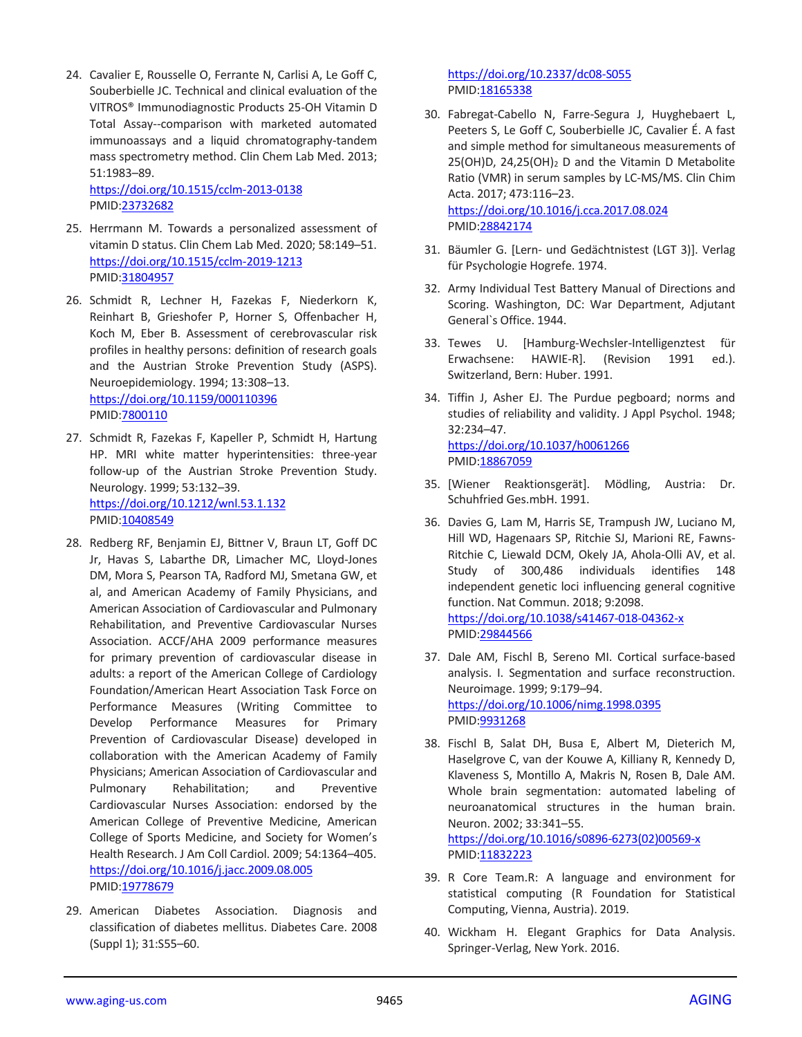24. Cavalier E, Rousselle O, Ferrante N, Carlisi A, Le Goff C, Souberbielle JC. Technical and clinical evaluation of the VITROS® Immunodiagnostic Products 25-OH Vitamin D Total Assay--comparison with marketed automated immunoassays and a liquid chromatography-tandem mass spectrometry method. Clin Chem Lab Med. 2013; 51:1983–89.
https://doi.org/10.1515/cclm-2013-0138
PMID:23732682

25. Herrmann M. Towards a personalized assessment of vitamin D status. Clin Chem Lab Med. 2020; 58:149–51.
https://doi.org/10.1515/cclm-2019-1213
PMID:31804957

26. Schmidt R, Lechner H, Fazekas F, Niederkorn K, Reinhart B, Grieshofer P, Horner S, Offenbacher H, Koch M, Eber B. Assessment of cerebrovascular risk profiles in healthy persons: definition of research goals and the Austrian Stroke Prevention Study (ASPS). Neuroepidemiology. 1994; 13:308–13.
https://doi.org/10.1159/000110396
PMID:7800110

27. Schmidt R, Fazekas F, Kapeller P, Schmidt H, Hartung HP. MRI white matter hyperintensities: three-year follow-up of the Austrian Stroke Prevention Study. Neurology. 1999; 53:132–39.
https://doi.org/10.1212/wnl.53.1.132
PMID:10408549

28. Redberg RF, Benjamin EJ, Bittner V, Braun LT, Goff DC Jr, Havas S, Labarthe DR, Limacher MC, Lloyd-Jones DM, Mora S, Pearson TA, Radford MJ, Smetana GW, et al, and American Academy of Family Physicians, and American Association of Cardiovascular and Pulmonary Rehabilitation, and Preventive Cardiovascular Nurses Association. ACCF/AHA 2009 performance measures for primary prevention of cardiovascular disease in adults: a report of the American College of Cardiology Foundation/American Heart Association Task Force on Performance Measures (Writing Committee to Develop Performance Measures for Primary Prevention of Cardiovascular Disease) developed in collaboration with the American Academy of Family Physicians; American Association of Cardiovascular and Pulmonary Rehabilitation; and Preventive Cardiovascular Nurses Association: endorsed by the American College of Preventive Medicine, American College of Sports Medicine, and Society for Women's Health Research. J Am Coll Cardiol. 2009; 54:1364–405.
https://doi.org/10.1016/j.jacc.2009.08.005
PMID:19778679

29. American Diabetes Association. Diagnosis and classification of diabetes mellitus. Diabetes Care. 2008 (Suppl 1); 31:S55–60.
https://doi.org/10.2337/dc08-S055
PMID:18165338

30. Fabregat-Cabello N, Farre-Segura J, Huyghebaert L, Peeters S, Le Goff C, Souberbielle JC, Cavalier É. A fast and simple method for simultaneous measurements of 25(OH)D, 24,25(OH)$_2$ D and the Vitamin D Metabolite Ratio (VMR) in serum samples by LC-MS/MS. Clin Chim Acta. 2017; 473:116–23.
https://doi.org/10.1016/j.cca.2017.08.024
PMID:28842174

31. Bäumler G. [Lern- und Gedächtnistest (LGT 3)]. Verlag für Psychologie Hogrefe. 1974.

32. Army Individual Test Battery Manual of Directions and Scoring. Washington, DC: War Department, Adjutant General`s Office. 1944.

33. Tewes U. [Hamburg-Wechsler-Intelligenztest für Erwachsene: HAWIE-R]. (Revision 1991 ed.). Switzerland, Bern: Huber. 1991.

34. Tiffin J, Asher EJ. The Purdue pegboard; norms and studies of reliability and validity. J Appl Psychol. 1948; 32:234–47.
https://doi.org/10.1037/h0061266
PMID:18867059

35. [Wiener Reaktionsgerät]. Mödling, Austria: Dr. Schuhfried Ges.mbH. 1991.

36. Davies G, Lam M, Harris SE, Trampush JW, Luciano M, Hill WD, Hagenaars SP, Ritchie SJ, Marioni RE, Fawns-Ritchie C, Liewald DCM, Okely JA, Ahola-Olli AV, et al. Study of 300,486 individuals identifies 148 independent genetic loci influencing general cognitive function. Nat Commun. 2018; 9:2098.
https://doi.org/10.1038/s41467-018-04362-x
PMID:29844566

37. Dale AM, Fischl B, Sereno MI. Cortical surface-based analysis. I. Segmentation and surface reconstruction. Neuroimage. 1999; 9:179–94.
https://doi.org/10.1006/nimg.1998.0395
PMID:9931268

38. Fischl B, Salat DH, Busa E, Albert M, Dieterich M, Haselgrove C, van der Kouwe A, Killiany R, Kennedy D, Klaveness S, Montillo A, Makris N, Rosen B, Dale AM. Whole brain segmentation: automated labeling of neuroanatomical structures in the human brain. Neuron. 2002; 33:341–55.
https://doi.org/10.1016/s0896-6273(02)00569-x
PMID:11832223

39. R Core Team.R: A language and environment for statistical computing (R Foundation for Statistical Computing, Vienna, Austria). 2019.

40. Wickham H. Elegant Graphics for Data Analysis. Springer-Verlag, New York. 2016.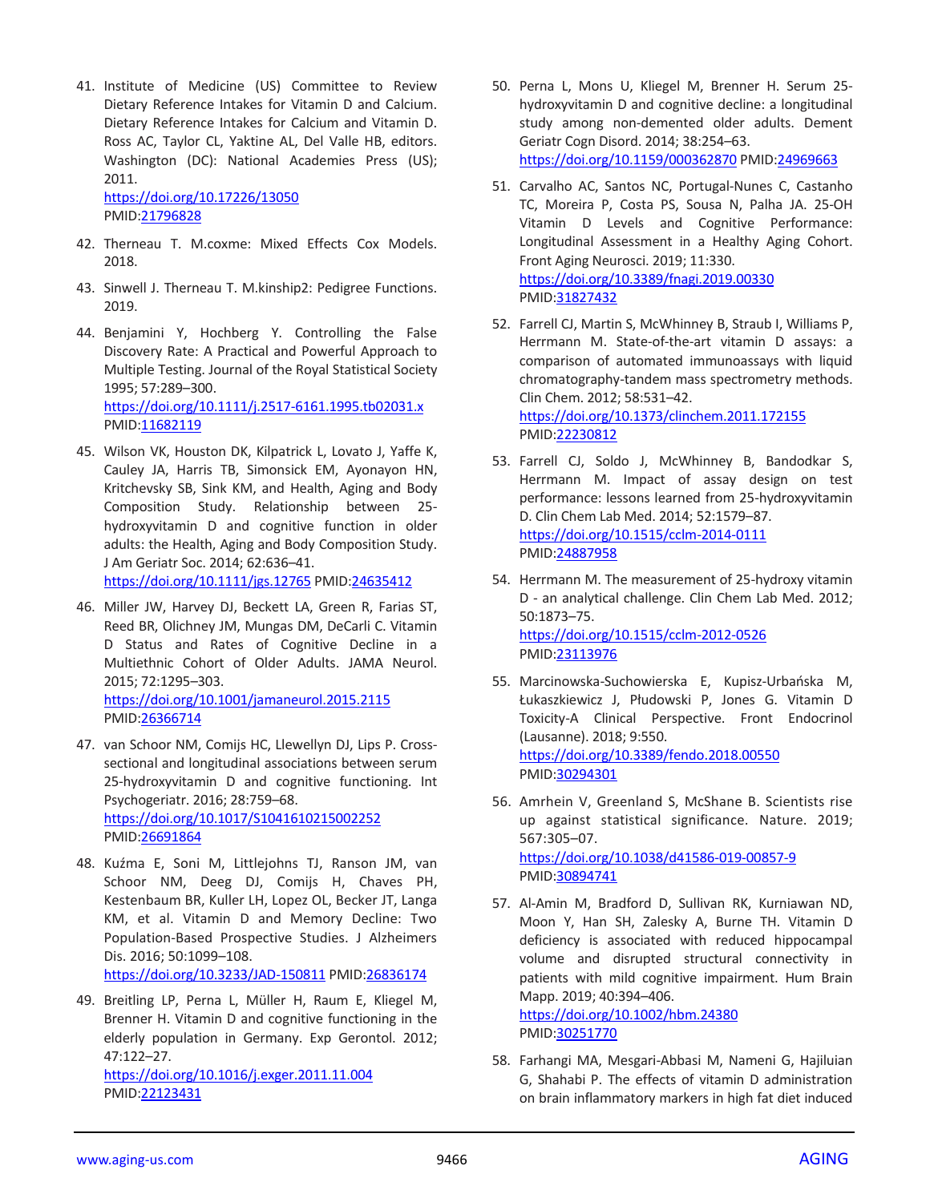41. Institute of Medicine (US) Committee to Review Dietary Reference Intakes for Vitamin D and Calcium. Dietary Reference Intakes for Calcium and Vitamin D. Ross AC, Taylor CL, Yaktine AL, Del Valle HB, editors. Washington (DC): National Academies Press (US); 2011.
https://doi.org/10.17226/13050
PMID:21796828

42. Therneau T. M.coxme: Mixed Effects Cox Models. 2018.

43. Sinwell J. Therneau T. M.kinship2: Pedigree Functions. 2019.

44. Benjamini Y, Hochberg Y. Controlling the False Discovery Rate: A Practical and Powerful Approach to Multiple Testing. Journal of the Royal Statistical Society 1995; 57:289–300.
https://doi.org/10.1111/j.2517-6161.1995.tb02031.x
PMID:11682119

45. Wilson VK, Houston DK, Kilpatrick L, Lovato J, Yaffe K, Cauley JA, Harris TB, Simonsick EM, Ayonayon HN, Kritchevsky SB, Sink KM, and Health, Aging and Body Composition Study. Relationship between 25-hydroxyvitamin D and cognitive function in older adults: the Health, Aging and Body Composition Study. J Am Geriatr Soc. 2014; 62:636–41.
https://doi.org/10.1111/jgs.12765 PMID:24635412

46. Miller JW, Harvey DJ, Beckett LA, Green R, Farias ST, Reed BR, Olichney JM, Mungas DM, DeCarli C. Vitamin D Status and Rates of Cognitive Decline in a Multiethnic Cohort of Older Adults. JAMA Neurol. 2015; 72:1295–303.
https://doi.org/10.1001/jamaneurol.2015.2115
PMID:26366714

47. van Schoor NM, Comijs HC, Llewellyn DJ, Lips P. Cross-sectional and longitudinal associations between serum 25-hydroxyvitamin D and cognitive functioning. Int Psychogeriatr. 2016; 28:759–68.
https://doi.org/10.1017/S1041610215002252
PMID:26691864

48. Kuźma E, Soni M, Littlejohns TJ, Ranson JM, van Schoor NM, Deeg DJ, Comijs H, Chaves PH, Kestenbaum BR, Kuller LH, Lopez OL, Becker JT, Langa KM, et al. Vitamin D and Memory Decline: Two Population-Based Prospective Studies. J Alzheimers Dis. 2016; 50:1099–108.
https://doi.org/10.3233/JAD-150811 PMID:26836174

49. Breitling LP, Perna L, Müller H, Raum E, Kliegel M, Brenner H. Vitamin D and cognitive functioning in the elderly population in Germany. Exp Gerontol. 2012; 47:122–27.
https://doi.org/10.1016/j.exger.2011.11.004
PMID:22123431

50. Perna L, Mons U, Kliegel M, Brenner H. Serum 25-hydroxyvitamin D and cognitive decline: a longitudinal study among non-demented older adults. Dement Geriatr Cogn Disord. 2014; 38:254–63.
https://doi.org/10.1159/000362870 PMID:24969663

51. Carvalho AC, Santos NC, Portugal-Nunes C, Castanho TC, Moreira P, Costa PS, Sousa N, Palha JA. 25-OH Vitamin D Levels and Cognitive Performance: Longitudinal Assessment in a Healthy Aging Cohort. Front Aging Neurosci. 2019; 11:330.
https://doi.org/10.3389/fnagi.2019.00330
PMID:31827432

52. Farrell CJ, Martin S, McWhinney B, Straub I, Williams P, Herrmann M. State-of-the-art vitamin D assays: a comparison of automated immunoassays with liquid chromatography-tandem mass spectrometry methods. Clin Chem. 2012; 58:531–42.
https://doi.org/10.1373/clinchem.2011.172155
PMID:22230812

53. Farrell CJ, Soldo J, McWhinney B, Bandodkar S, Herrmann M. Impact of assay design on test performance: lessons learned from 25-hydroxyvitamin D. Clin Chem Lab Med. 2014; 52:1579–87.
https://doi.org/10.1515/cclm-2014-0111
PMID:24887958

54. Herrmann M. The measurement of 25-hydroxy vitamin D - an analytical challenge. Clin Chem Lab Med. 2012; 50:1873–75.
https://doi.org/10.1515/cclm-2012-0526
PMID:23113976

55. Marcinowska-Suchowierska E, Kupisz-Urbańska M, Łukaszkiewicz J, Płudowski P, Jones G. Vitamin D Toxicity-A Clinical Perspective. Front Endocrinol (Lausanne). 2018; 9:550.
https://doi.org/10.3389/fendo.2018.00550
PMID:30294301

56. Amrhein V, Greenland S, McShane B. Scientists rise up against statistical significance. Nature. 2019; 567:305–07.
https://doi.org/10.1038/d41586-019-00857-9
PMID:30894741

57. Al-Amin M, Bradford D, Sullivan RK, Kurniawan ND, Moon Y, Han SH, Zalesky A, Burne TH. Vitamin D deficiency is associated with reduced hippocampal volume and disrupted structural connectivity in patients with mild cognitive impairment. Hum Brain Mapp. 2019; 40:394–406.
https://doi.org/10.1002/hbm.24380
PMID:30251770

58. Farhangi MA, Mesgari-Abbasi M, Nameni G, Hajiluian G, Shahabi P. The effects of vitamin D administration on brain inflammatory markers in high fat diet induced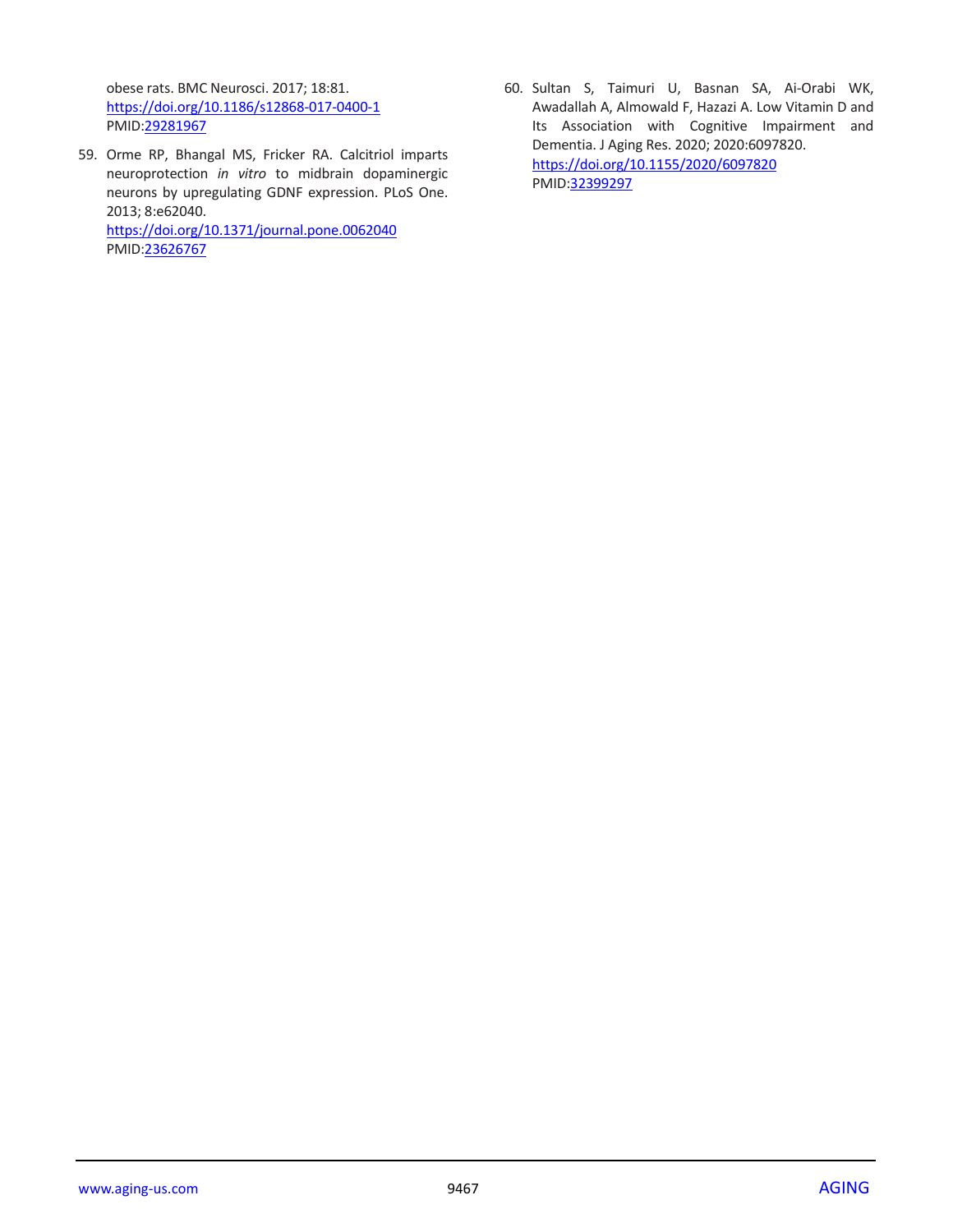obese rats. BMC Neurosci. 2017; 18:81. https://doi.org/10.1186/s12868-017-0400-1 PMID:29281967

59. Orme RP, Bhangal MS, Fricker RA. Calcitriol imparts neuroprotection *in vitro* to midbrain dopaminergic neurons by upregulating GDNF expression. PLoS One. 2013; 8:e62040. https://doi.org/10.1371/journal.pone.0062040 PMID:23626767

60. Sultan S, Taimuri U, Basnan SA, Ai-Orabi WK, Awadallah A, Almowald F, Hazazi A. Low Vitamin D and Its Association with Cognitive Impairment and Dementia. J Aging Res. 2020; 2020:6097820. https://doi.org/10.1155/2020/6097820 PMID:32399297